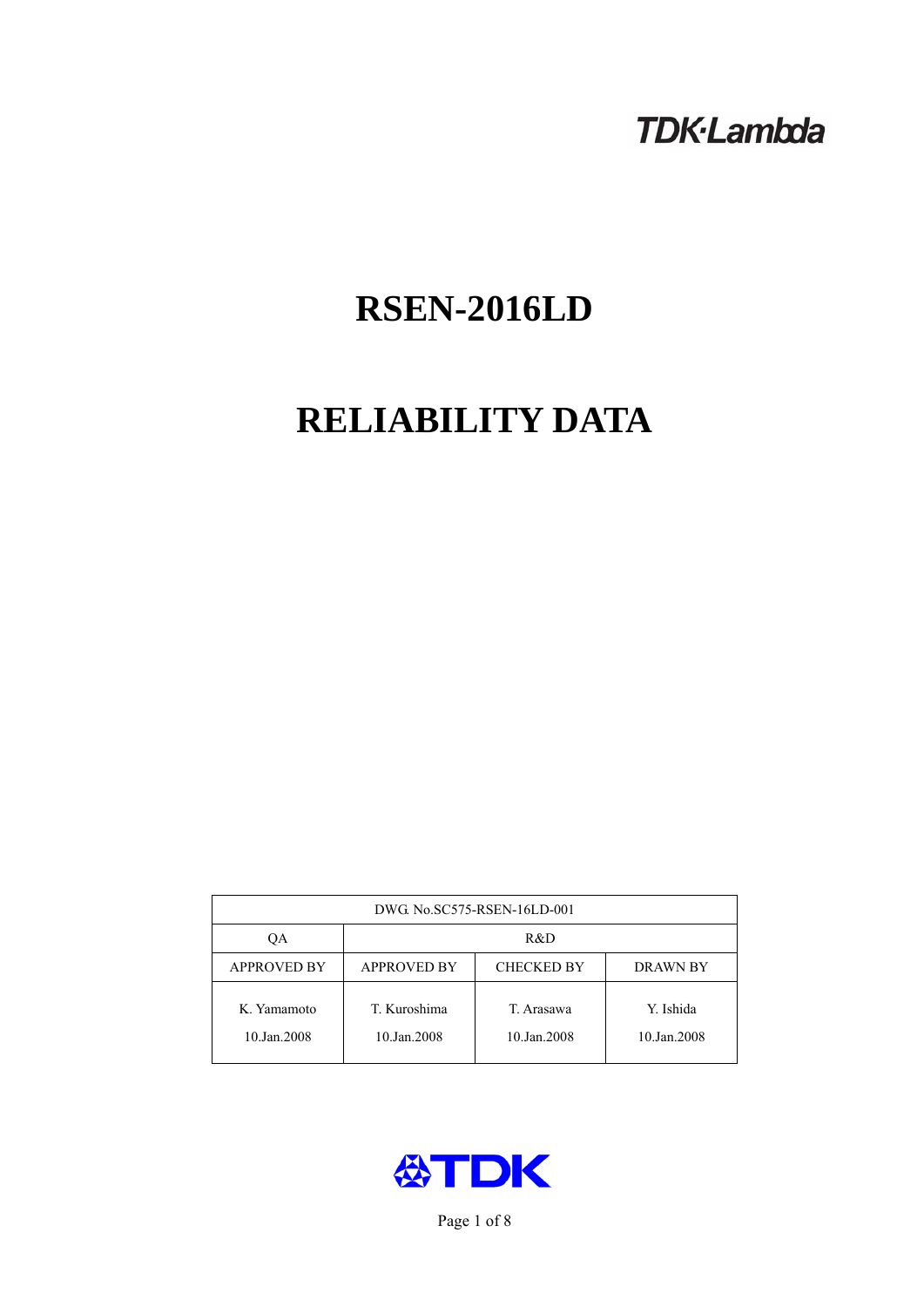TDK·Lambda

# RSEN-2016LD

# RELIABILITY DATA

| DWG. No.SC575-RSEN-16LD-001 | | | |
|---|---|---|---|
| QA | R&D | | |
| APPROVED BY | APPROVED BY | CHECKED BY | DRAWN BY |
| K. Yamamoto<br>10.Jan.2008 | T. Kuroshima<br>10.Jan.2008 | T. Arasawa<br>10.Jan.2008 | Y. Ishida<br>10.Jan.2008 |

TDK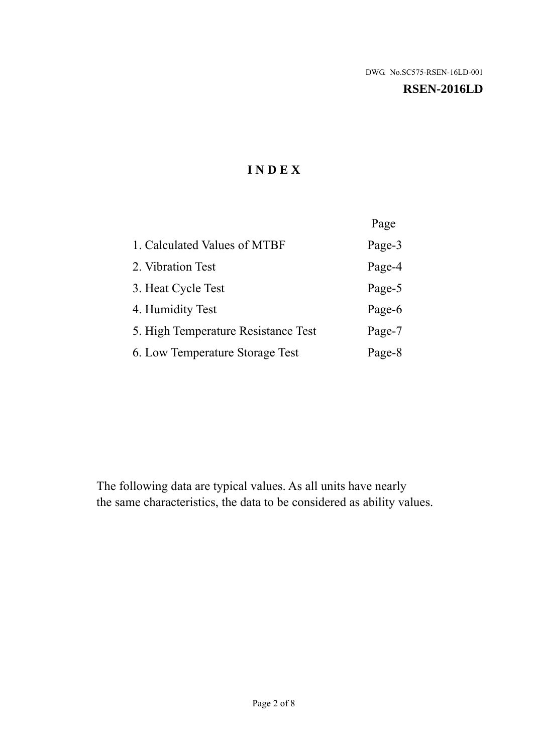DWG. No.SC575-RSEN-16LD-001

**RSEN-2016LD**

# I N D E X

| | Page |
|---|---|
| 1. Calculated Values of MTBF | Page-3 |
| 2. Vibration Test | Page-4 |
| 3. Heat Cycle Test | Page-5 |
| 4. Humidity Test | Page-6 |
| 5. High Temperature Resistance Test | Page-7 |
| 6. Low Temperature Storage Test | Page-8 |

The following data are typical values. As all units have nearly the same characteristics, the data to be considered as ability values.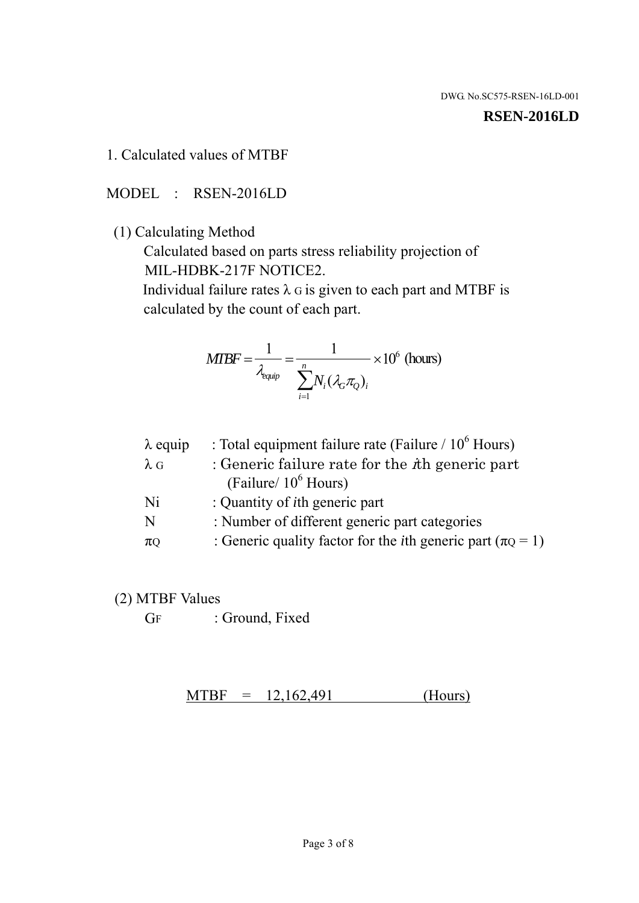DWG. No.SC575-RSEN-16LD-001

**RSEN-2016LD**

1. Calculated values of MTBF

MODEL : RSEN-2016LD

(1) Calculating Method

Calculated based on parts stress reliability projection of MIL-HDBK-217F NOTICE2.

Individual failure rates $\lambda_G$ is given to each part and MTBF is calculated by the count of each part.

$$MTBF = \frac{1}{\lambda_{equip}} = \frac{1}{\sum_{i=1}^{n} N_i (\lambda_G \pi_Q)_i} \times 10^6 \text{ (hours)}$$

| | |
|---|---|
| $\lambda$ equip | : Total equipment failure rate (Failure / $10^6$ Hours) |
| $\lambda_G$ | : Generic failure rate for the $i$th generic part (Failure/ $10^6$ Hours) |
| Ni | : Quantity of $i$th generic part |
| N | : Number of different generic part categories |
| $\pi_Q$ | : Generic quality factor for the $i$th generic part ($\pi_Q = 1$) |

(2) MTBF Values

$G_F$ : Ground, Fixed

MTBF = 12,162,491 (Hours)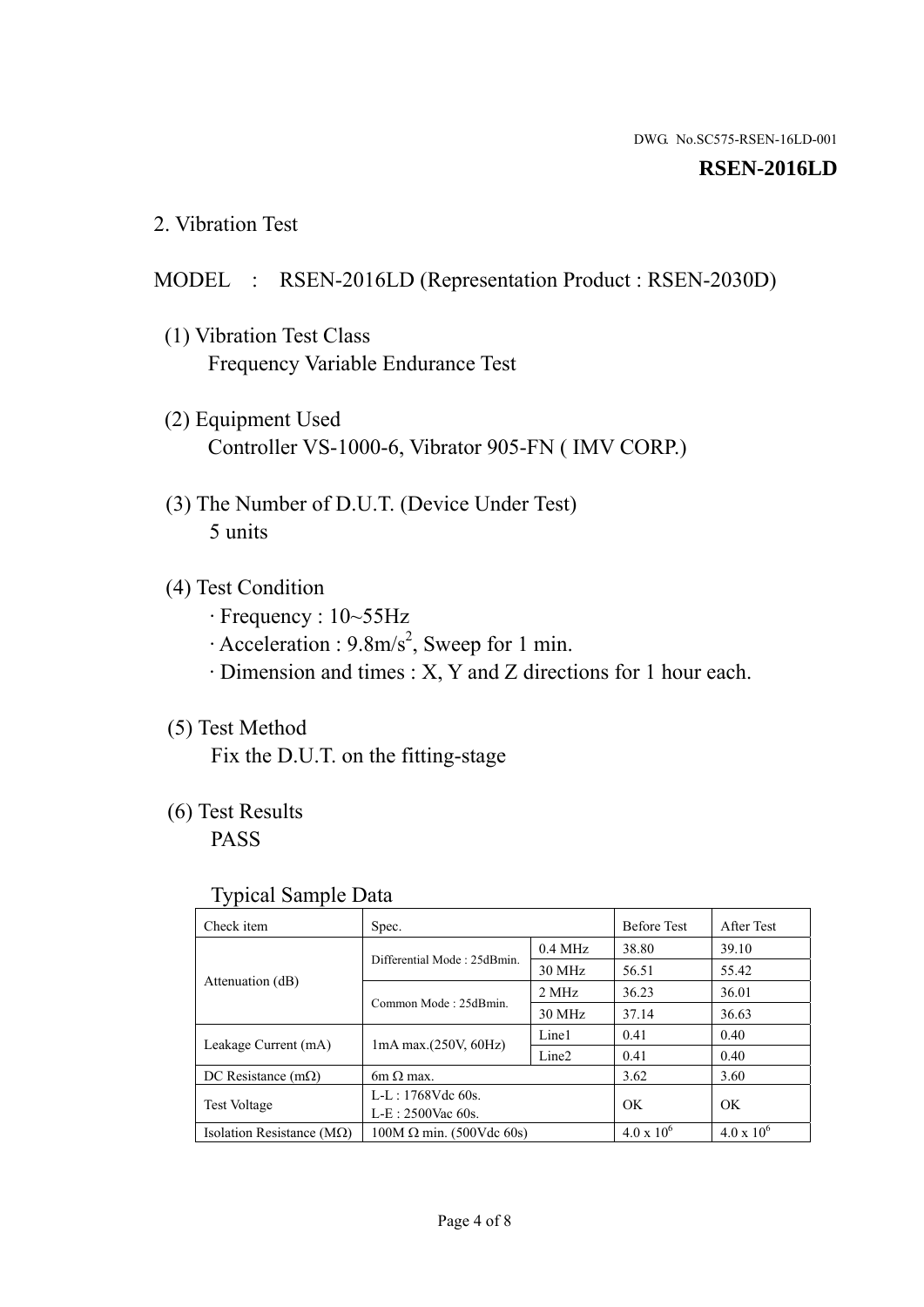DWG. No.SC575-RSEN-16LD-001

**RSEN-2016LD**

## 2. Vibration Test

MODEL : RSEN-2016LD (Representation Product : RSEN-2030D)

(1) Vibration Test Class
Frequency Variable Endurance Test

(2) Equipment Used
Controller VS-1000-6, Vibrator 905-FN ( IMV CORP.)

(3) The Number of D.U.T. (Device Under Test)
5 units

(4) Test Condition
· Frequency : 10~55Hz
· Acceleration : 9.8m/s$^2$, Sweep for 1 min.
· Dimension and times : X, Y and Z directions for 1 hour each.

(5) Test Method
Fix the D.U.T. on the fitting-stage

(6) Test Results
PASS

Typical Sample Data

| Check item | Spec. | | Before Test | After Test |
|---|---|---|---|---|
| Attenuation (dB) | Differential Mode : 25dBmin. | 0.4 MHz | 38.80 | 39.10 |
| | | 30 MHz | 56.51 | 55.42 |
| | Common Mode : 25dBmin. | 2 MHz | 36.23 | 36.01 |
| | | 30 MHz | 37.14 | 36.63 |
| Leakage Current (mA) | 1mA max.(250V, 60Hz) | Line1 | 0.41 | 0.40 |
| | | Line2 | 0.41 | 0.40 |
| DC Resistance (mΩ) | 6m Ω max. | | 3.62 | 3.60 |
| Test Voltage | L-L : 1768Vdc 60s.<br>L-E : 2500Vac 60s. | | OK | OK |
| Isolation Resistance (MΩ) | 100M Ω min. (500Vdc 60s) | | $4.0 \times 10^6$ | $4.0 \times 10^6$ |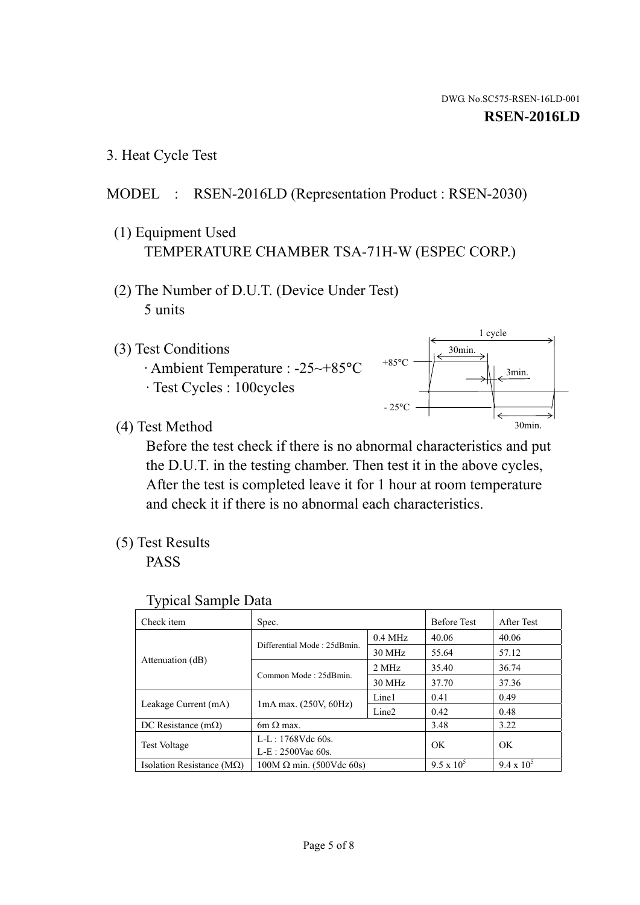DWG. No.SC575-RSEN-16LD-001

**RSEN-2016LD**

## 3. Heat Cycle Test

MODEL : RSEN-2016LD (Representation Product : RSEN-2030)

(1) Equipment Used

TEMPERATURE CHAMBER TSA-71H-W (ESPEC CORP.)

(2) The Number of D.U.T. (Device Under Test)

5 units

(3) Test Conditions

· Ambient Temperature : -25~+85°C

· Test Cycles : 100cycles

1 cycle
30min.
+85°C
3min.
- 25°C
30min.

(4) Test Method

Before the test check if there is no abnormal characteristics and put the D.U.T. in the testing chamber. Then test it in the above cycles, After the test is completed leave it for 1 hour at room temperature and check it if there is no abnormal each characteristics.

(5) Test Results

PASS

Typical Sample Data

| Check item | Spec. | | Before Test | After Test |
|---|---|---|---|---|
| Attenuation (dB) | Differential Mode : 25dBmin. | 0.4 MHz | 40.06 | 40.06 |
| | | 30 MHz | 55.64 | 57.12 |
| | Common Mode : 25dBmin. | 2 MHz | 35.40 | 36.74 |
| | | 30 MHz | 37.70 | 37.36 |
| Leakage Current (mA) | 1mA max. (250V, 60Hz) | Line1 | 0.41 | 0.49 |
| | | Line2 | 0.42 | 0.48 |
| DC Resistance (mΩ) | 6m Ω max. | | 3.48 | 3.22 |
| Test Voltage | L-L : 1768Vdc 60s.<br>L-E : 2500Vac 60s. | | OK | OK |
| Isolation Resistance (MΩ) | 100M Ω min. (500Vdc 60s) | | $9.5 \times 10^5$ | $9.4 \times 10^5$ |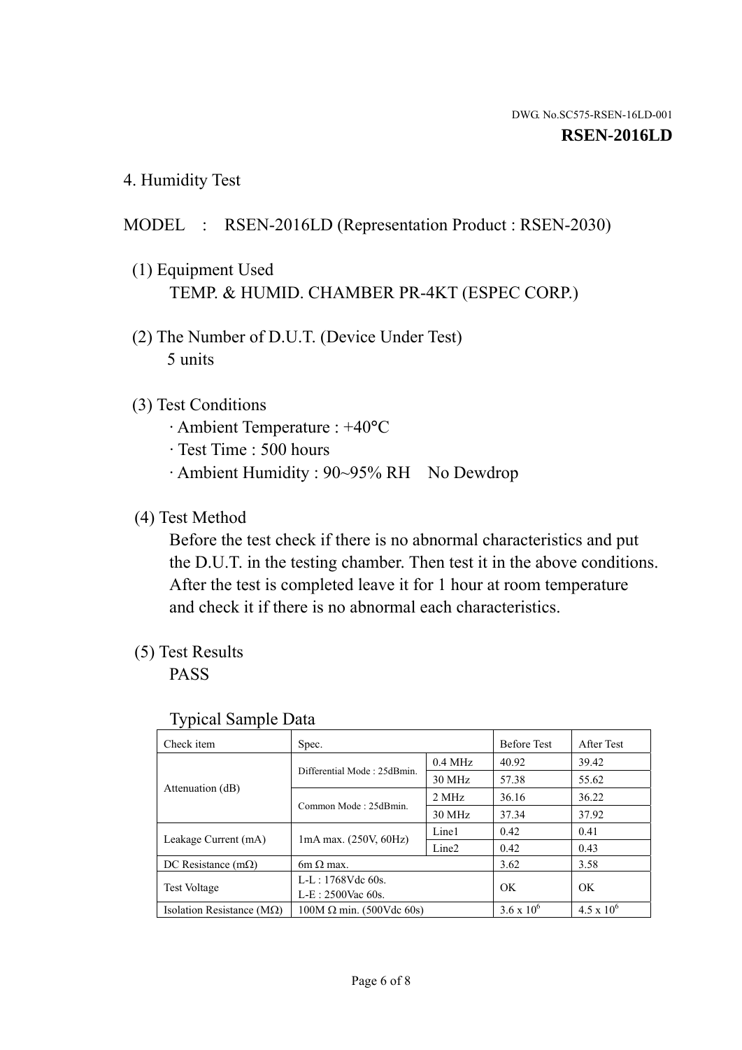DWG. No.SC575-RSEN-16LD-001

**RSEN-2016LD**

## 4. Humidity Test

MODEL : RSEN-2016LD (Representation Product : RSEN-2030)

(1) Equipment Used
TEMP. & HUMID. CHAMBER PR-4KT (ESPEC CORP.)

(2) The Number of D.U.T. (Device Under Test)
5 units

(3) Test Conditions
· Ambient Temperature : +40°C
· Test Time : 500 hours
· Ambient Humidity : 90~95% RH No Dewdrop

(4) Test Method
Before the test check if there is no abnormal characteristics and put the D.U.T. in the testing chamber. Then test it in the above conditions. After the test is completed leave it for 1 hour at room temperature and check it if there is no abnormal each characteristics.

(5) Test Results
PASS

Typical Sample Data

| Check item | Spec. | | Before Test | After Test |
|---|---|---|---|---|
| Attenuation (dB) | Differential Mode : 25dBmin. | 0.4 MHz | 40.92 | 39.42 |
| | | 30 MHz | 57.38 | 55.62 |
| | Common Mode : 25dBmin. | 2 MHz | 36.16 | 36.22 |
| | | 30 MHz | 37.34 | 37.92 |
| Leakage Current (mA) | 1mA max. (250V, 60Hz) | Line1 | 0.42 | 0.41 |
| | | Line2 | 0.42 | 0.43 |
| DC Resistance (mΩ) | 6m Ω max. | | 3.62 | 3.58 |
| Test Voltage | L-L : 1768Vdc 60s.<br>L-E : 2500Vac 60s. | | OK | OK |
| Isolation Resistance (MΩ) | 100M Ω min. (500Vdc 60s) | | $3.6 \times 10^6$ | $4.5 \times 10^6$ |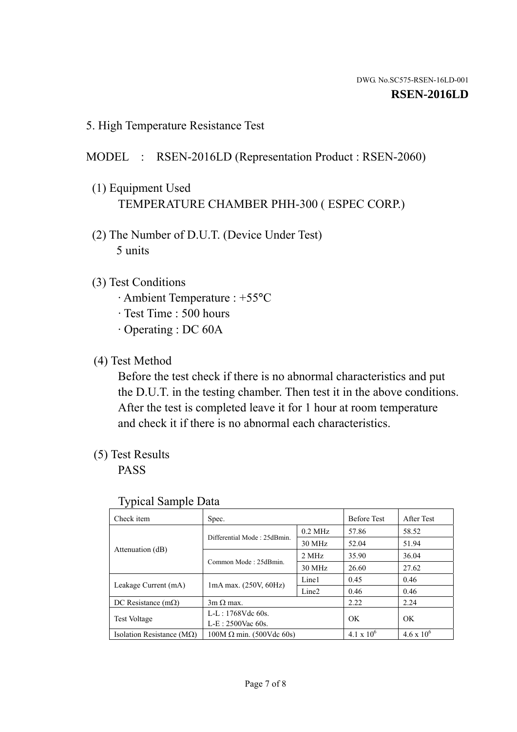DWG. No.SC575-RSEN-16LD-001

**RSEN-2016LD**

## 5. High Temperature Resistance Test

MODEL : RSEN-2016LD (Representation Product : RSEN-2060)

(1) Equipment Used
TEMPERATURE CHAMBER PHH-300 ( ESPEC CORP.)

(2) The Number of D.U.T. (Device Under Test)
5 units

(3) Test Conditions
· Ambient Temperature : +55°C
· Test Time : 500 hours
· Operating : DC 60A

(4) Test Method
Before the test check if there is no abnormal characteristics and put the D.U.T. in the testing chamber. Then test it in the above conditions. After the test is completed leave it for 1 hour at room temperature and check it if there is no abnormal each characteristics.

(5) Test Results
PASS

Typical Sample Data

| Check item | Spec. | | Before Test | After Test |
|---|---|---|---|---|
| Attenuation (dB) | Differential Mode : 25dBmin. | 0.2 MHz | 57.86 | 58.52 |
| | | 30 MHz | 52.04 | 51.94 |
| | Common Mode : 25dBmin. | 2 MHz | 35.90 | 36.04 |
| | | 30 MHz | 26.60 | 27.62 |
| Leakage Current (mA) | 1mA max. (250V, 60Hz) | Line1 | 0.45 | 0.46 |
| | | Line2 | 0.46 | 0.46 |
| DC Resistance (mΩ) | 3m Ω max. | | 2.22 | 2.24 |
| Test Voltage | L-L : 1768Vdc 60s.<br>L-E : 2500Vac 60s. | | OK | OK |
| Isolation Resistance (MΩ) | 100M Ω min. (500Vdc 60s) | | $4.1 \times 10^6$ | $4.6 \times 10^6$ |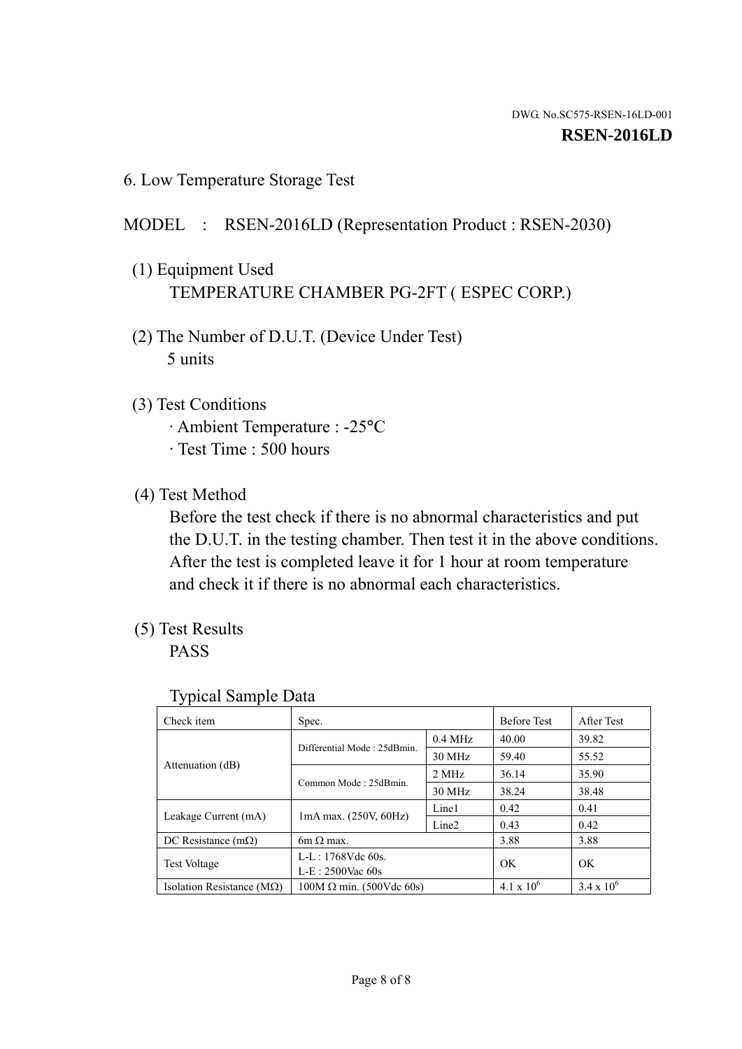DWG. No.SC575-RSEN-16LD-001

**RSEN-2016LD**

## 6. Low Temperature Storage Test

MODEL : RSEN-2016LD (Representation Product : RSEN-2030)

(1) Equipment Used
TEMPERATURE CHAMBER PG-2FT ( ESPEC CORP.)

(2) The Number of D.U.T. (Device Under Test)
5 units

(3) Test Conditions
· Ambient Temperature : -25°C
· Test Time : 500 hours

(4) Test Method
Before the test check if there is no abnormal characteristics and put the D.U.T. in the testing chamber. Then test it in the above conditions. After the test is completed leave it for 1 hour at room temperature and check it if there is no abnormal each characteristics.

(5) Test Results
PASS

Typical Sample Data

| Check item | Spec. | | Before Test | After Test |
|---|---|---|---|---|
| Attenuation (dB) | Differential Mode : 25dBmin. | 0.4 MHz | 40.00 | 39.82 |
| | | 30 MHz | 59.40 | 55.52 |
| | Common Mode : 25dBmin. | 2 MHz | 36.14 | 35.90 |
| | | 30 MHz | 38.24 | 38.48 |
| Leakage Current (mA) | 1mA max. (250V, 60Hz) | Line1 | 0.42 | 0.41 |
| | | Line2 | 0.43 | 0.42 |
| DC Resistance (mΩ) | 6m Ω max. | | 3.88 | 3.88 |
| Test Voltage | L-L : 1768Vdc 60s.<br>L-E : 2500Vac 60s | | OK | OK |
| Isolation Resistance (MΩ) | 100M Ω min. (500Vdc 60s) | | $4.1 \times 10^6$ | $3.4 \times 10^6$ |